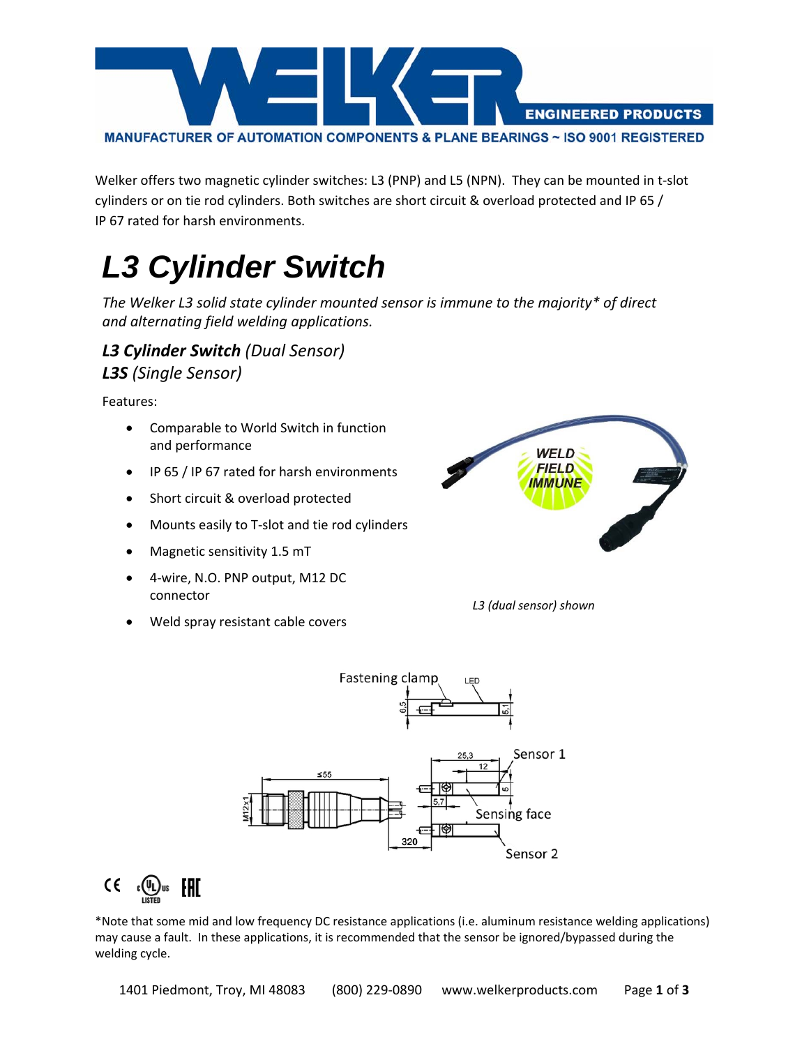Welker offers two magnetic cylinder switches: L3 (PNP) and L5 (NPN). They can be mounted in t-slot cylinders or on tie rod cylinders. Both switches are short circuit & overload protected and IP 65 / IP 67 rated for harsh environments.

# L3 Cylinder Switch

*The Welker L3 solid state cylinder mounted sensor is immune to the majority* of direct and alternating field welding applications.*

***L3 Cylinder Switch** (Dual Sensor)*
***L3S** (Single Sensor)*

Features:

- Comparable to World Switch in function and performance
- IP 65 / IP 67 rated for harsh environments
- Short circuit & overload protected
- Mounts easily to T-slot and tie rod cylinders
- Magnetic sensitivity 1.5 mT
- 4-wire, N.O. PNP output, M12 DC connector
- Weld spray resistant cable covers

*L3 (dual sensor) shown*

*Note that some mid and low frequency DC resistance applications (i.e. aluminum resistance welding applications) may cause a fault. In these applications, it is recommended that the sensor be ignored/bypassed during the welding cycle.

1401 Piedmont, Troy, MI 48083 (800) 229-0890 www.welkerproducts.com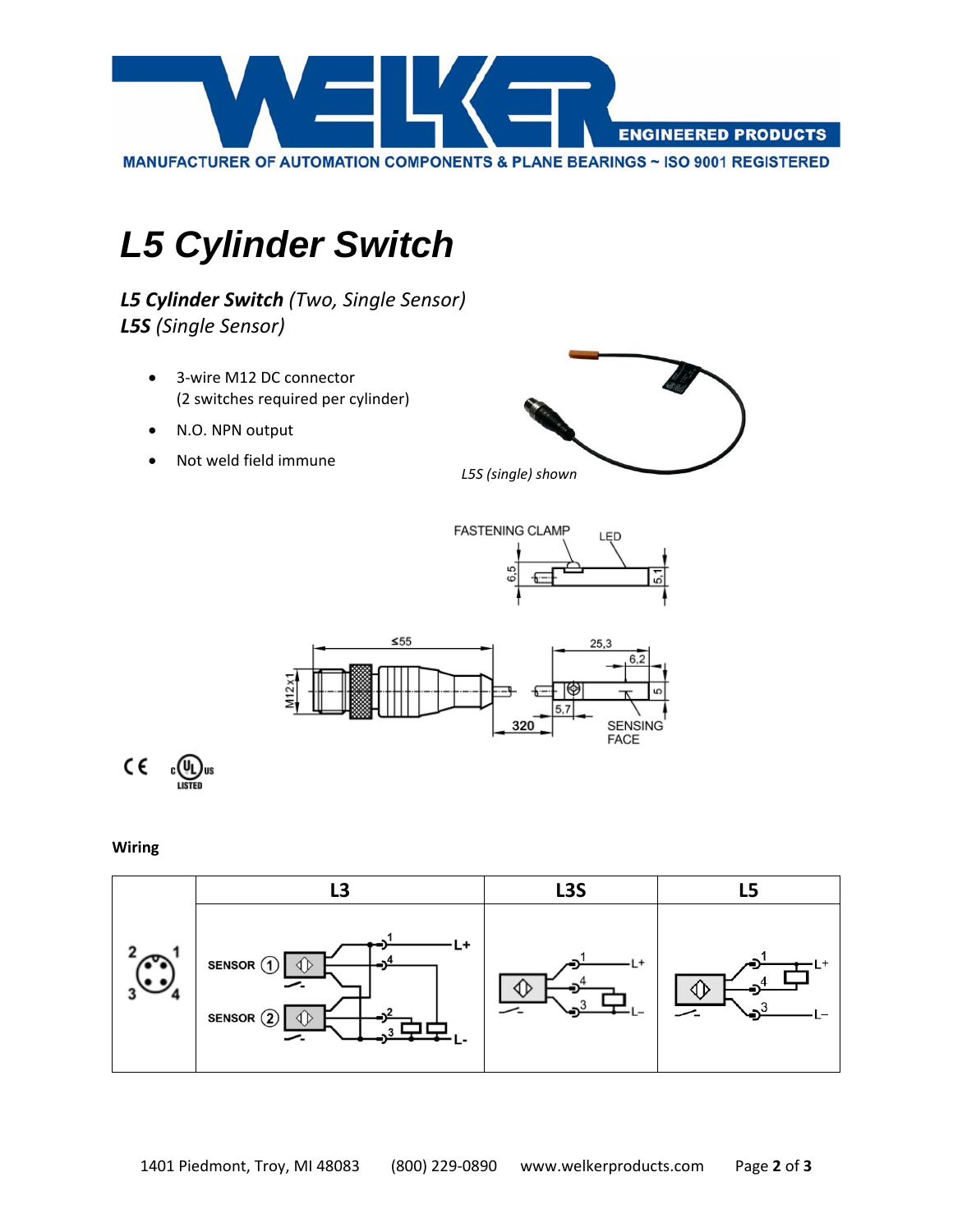MANUFACTURER OF AUTOMATION COMPONENTS & PLANE BEARINGS ~ ISO 9001 REGISTERED

# L5 Cylinder Switch

***L5 Cylinder Switch** (Two, Single Sensor)*
***L5S** (Single Sensor)*

- 3-wire M12 DC connector
  (2 switches required per cylinder)
- N.O. NPN output
- Not weld field immune

*L5S (single) shown*

**Wiring**

| | L3 | L3S | L5 |
|---|---|---|---|
| | | | |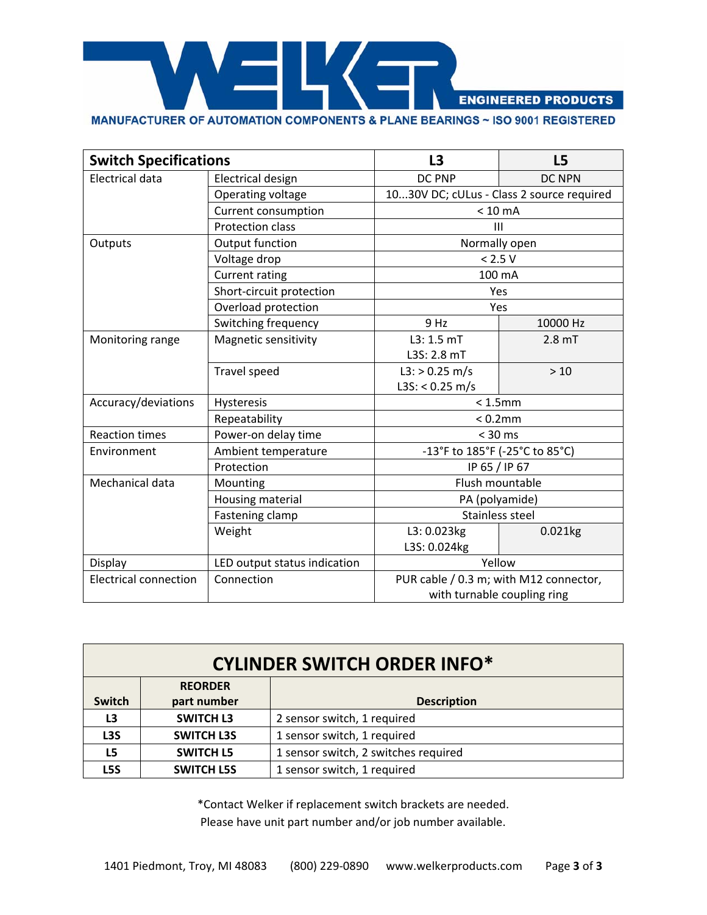WELKER ENGINEERED PRODUCTS

MANUFACTURER OF AUTOMATION COMPONENTS & PLANE BEARINGS ~ ISO 9001 REGISTERED

| Switch Specifications | | L3 | L5 |
|---|---|---|---|
| Electrical data | Electrical design | DC PNP | DC NPN |
| | Operating voltage | 10...30V DC; cULus - Class 2 source required | |
| | Current consumption | < 10 mA | |
| | Protection class | III | |
| Outputs | Output function | Normally open | |
| | Voltage drop | < 2.5 V | |
| | Current rating | 100 mA | |
| | Short-circuit protection | Yes | |
| | Overload protection | Yes | |
| | Switching frequency | 9 Hz | 10000 Hz |
| Monitoring range | Magnetic sensitivity | L3: 1.5 mT<br>L3S: 2.8 mT | 2.8 mT |
| | Travel speed | L3: > 0.25 m/s<br>L3S: < 0.25 m/s | > 10 |
| Accuracy/deviations | Hysteresis | < 1.5mm | |
| | Repeatability | < 0.2mm | |
| Reaction times | Power-on delay time | < 30 ms | |
| Environment | Ambient temperature | -13°F to 185°F (-25°C to 85°C) | |
| | Protection | IP 65 / IP 67 | |
| Mechanical data | Mounting | Flush mountable | |
| | Housing material | PA (polyamide) | |
| | Fastening clamp | Stainless steel | |
| | Weight | L3: 0.023kg<br>L3S: 0.024kg | 0.021kg |
| Display | LED output status indication | Yellow | |
| Electrical connection | Connection | PUR cable / 0.3 m; with M12 connector, with turnable coupling ring | |

## CYLINDER SWITCH ORDER INFO*

| Switch | REORDER part number | Description |
|---|---|---|
| **L3** | **SWITCH L3** | 2 sensor switch, 1 required |
| **L3S** | **SWITCH L3S** | 1 sensor switch, 1 required |
| **L5** | **SWITCH L5** | 1 sensor switch, 2 switches required |
| **L5S** | **SWITCH L5S** | 1 sensor switch, 1 required |

*Contact Welker if replacement switch brackets are needed.
Please have unit part number and/or job number available.

1401 Piedmont, Troy, MI 48083 (800) 229-0890 www.welkerproducts.com